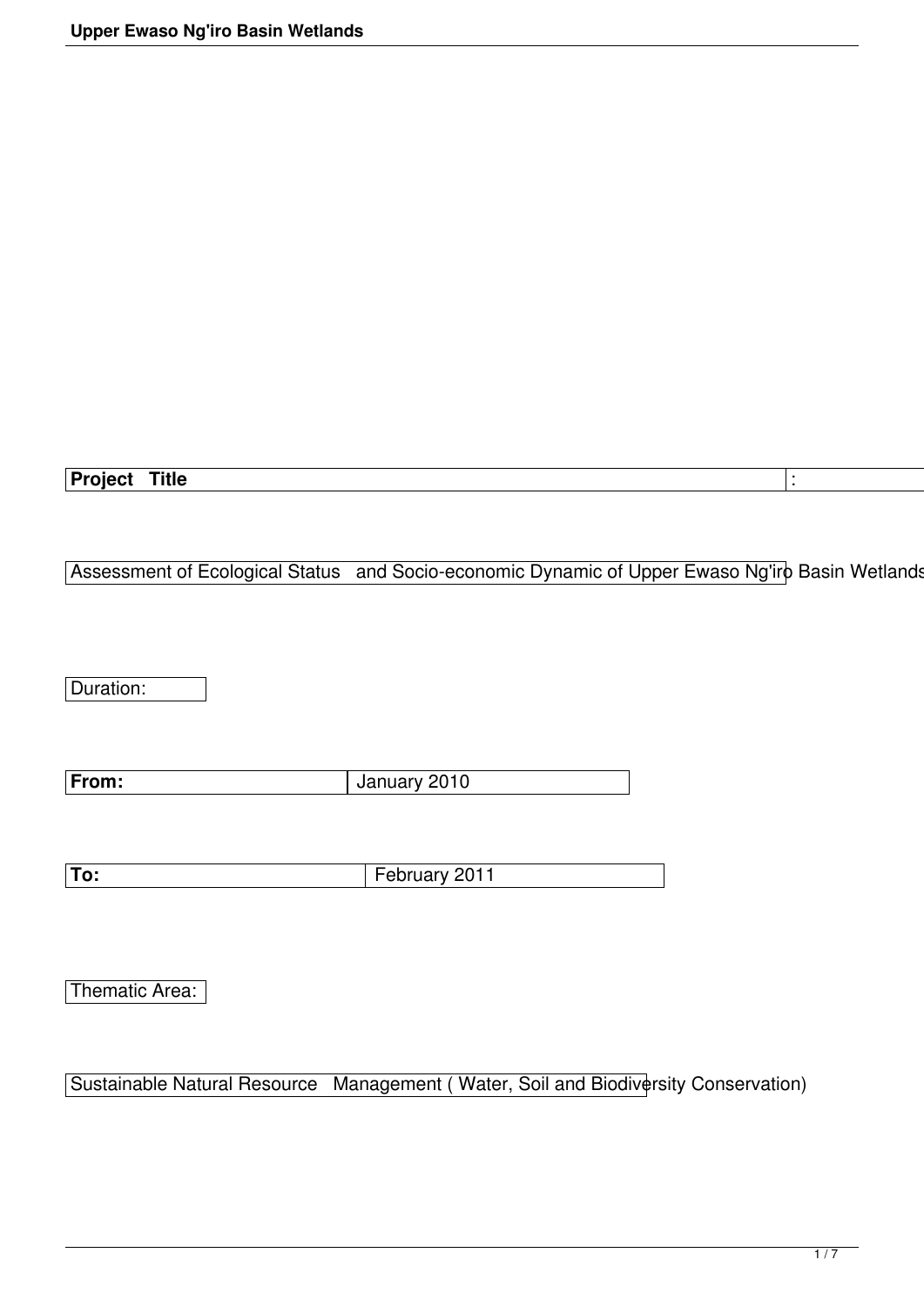| **Project Title** | : |
|---|---|

Assessment of Ecological Status and Socio-economic Dynamic of Upper Ewaso Ng'iro Basin Wetlands

Duration:

| **From:** | January 2010 |
|---|---|

| **To:** | February 2011 |
|---|---|

Thematic Area:

Sustainable Natural Resource Management ( Water, Soil and Biodiversity Conservation)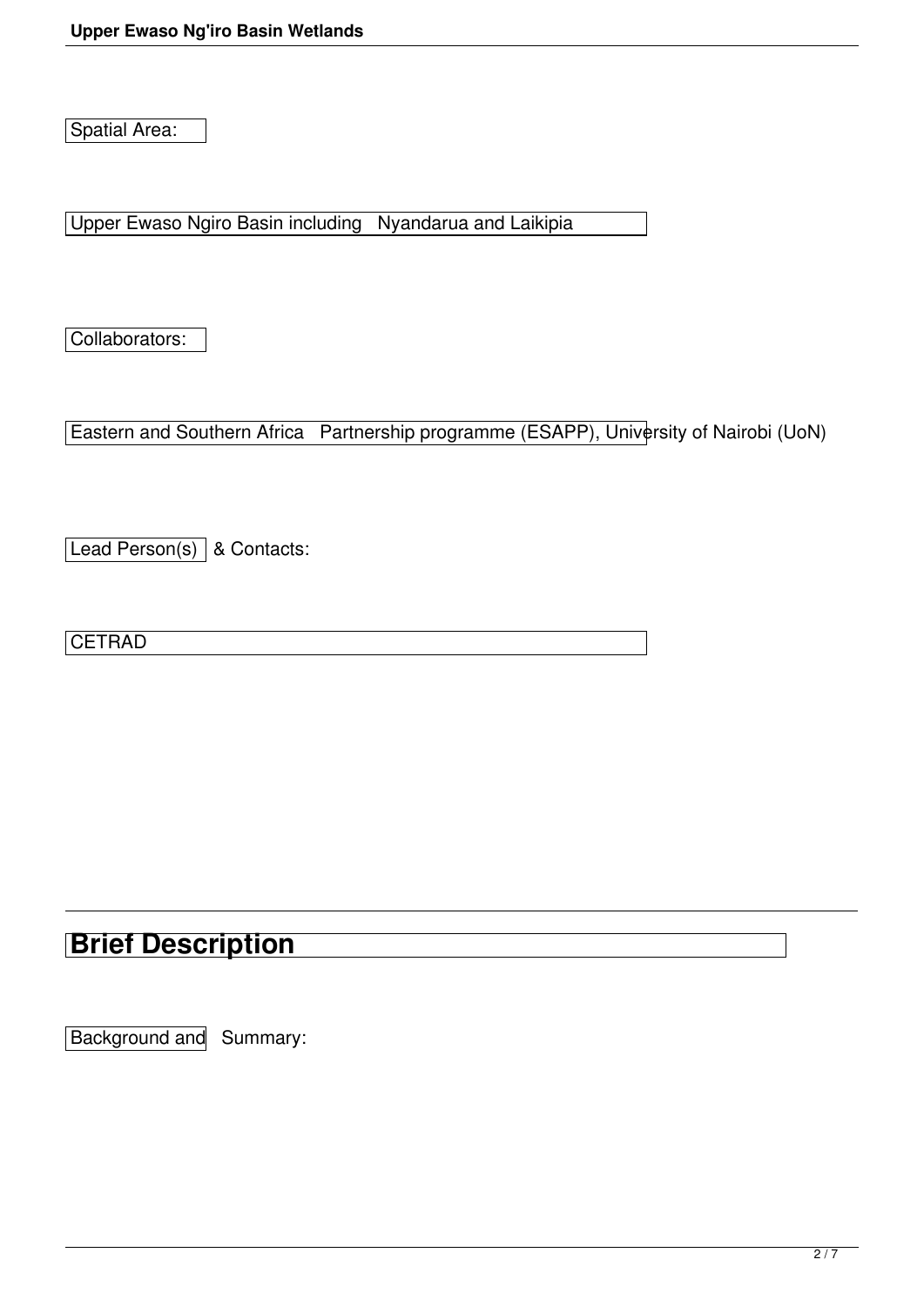Spatial Area:

Upper Ewaso Ngiro Basin including Nyandarua and Laikipia

Collaborators:

Eastern and Southern Africa Partnership programme (ESAPP), University of Nairobi (UoN)

Lead Person(s) & Contacts:

CETRAD

## Brief Description

Background and Summary: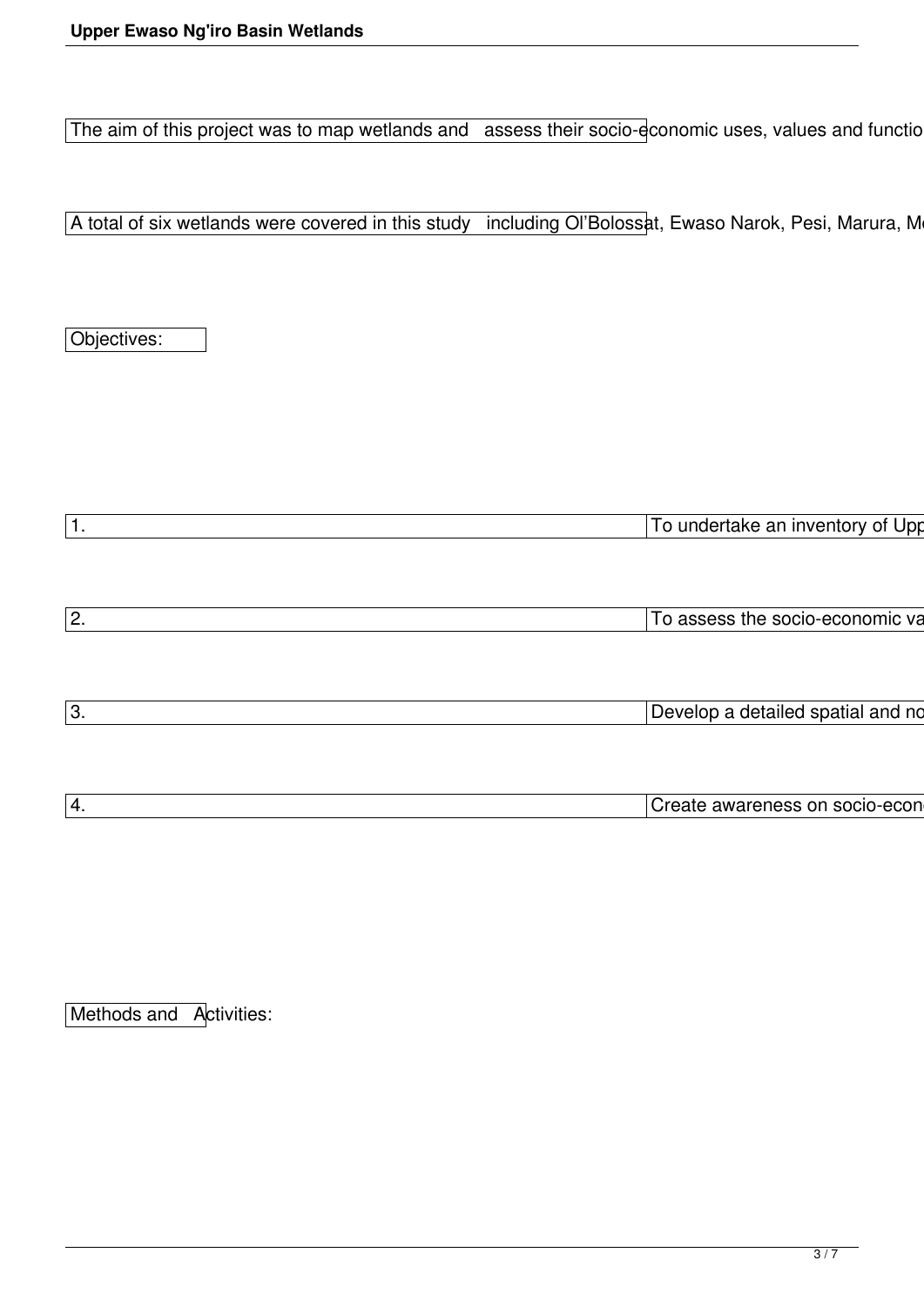The aim of this project was to map wetlands and assess their socio-economic uses, values and functio

A total of six wetlands were covered in this study including Ol'Bolossat, Ewaso Narok, Pesi, Marura, Mo

Objectives:

1. To undertake an inventory of Upp

2. To assess the socio-economic va

3. Develop a detailed spatial and no

4. Create awareness on socio-econo

Methods and Activities: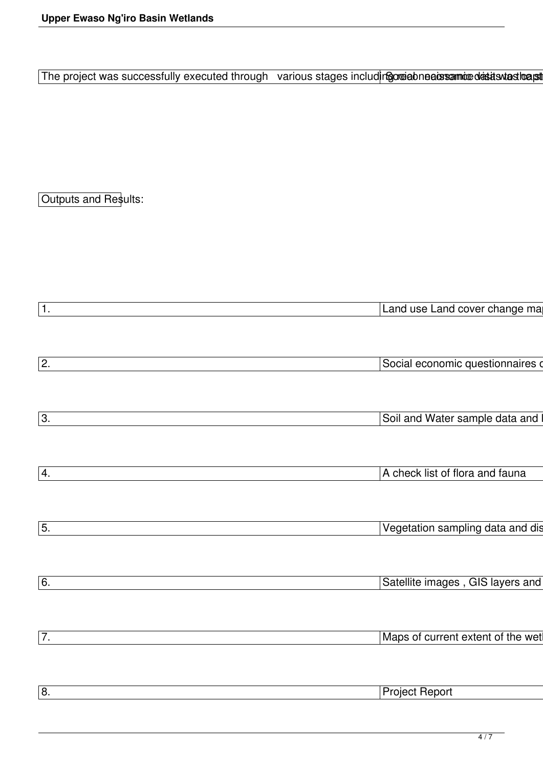The project was successfully executed through various stages including Social economic data was capt

Outputs and Results:

| | |
|---|---|
| 1. | Land use Land cover change ma |
| 2. | Social economic questionnaires c |
| 3. | Soil and Water sample data and l |
| 4. | A check list of flora and fauna |
| 5. | Vegetation sampling data and dis |
| 6. | Satellite images , GIS layers and |
| 7. | Maps of current extent of the wet |
| 8. | Project Report |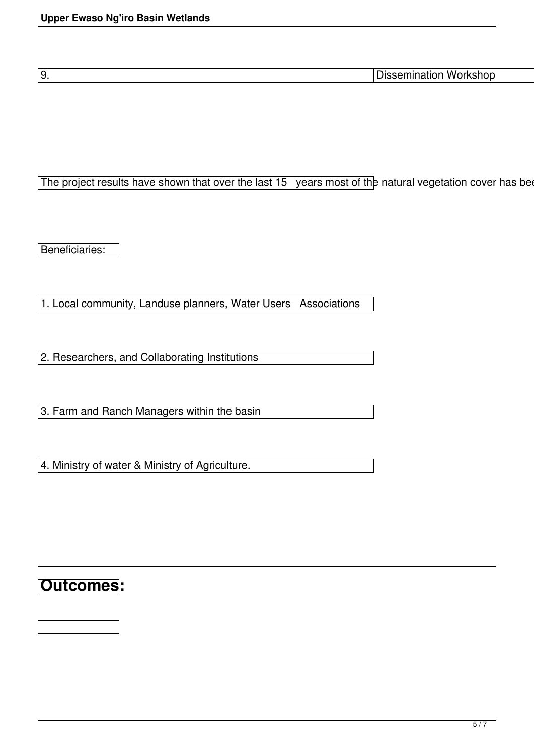| 9. | Dissemination Workshop |
|---|---|

The project results have shown that over the last 15 years most of the natural vegetation cover has bee

Beneficiaries:

1. Local community, Landuse planners, Water Users Associations

2. Researchers, and Collaborating Institutions

3. Farm and Ranch Managers within the basin

4. Ministry of water & Ministry of Agriculture.

## Outcomes: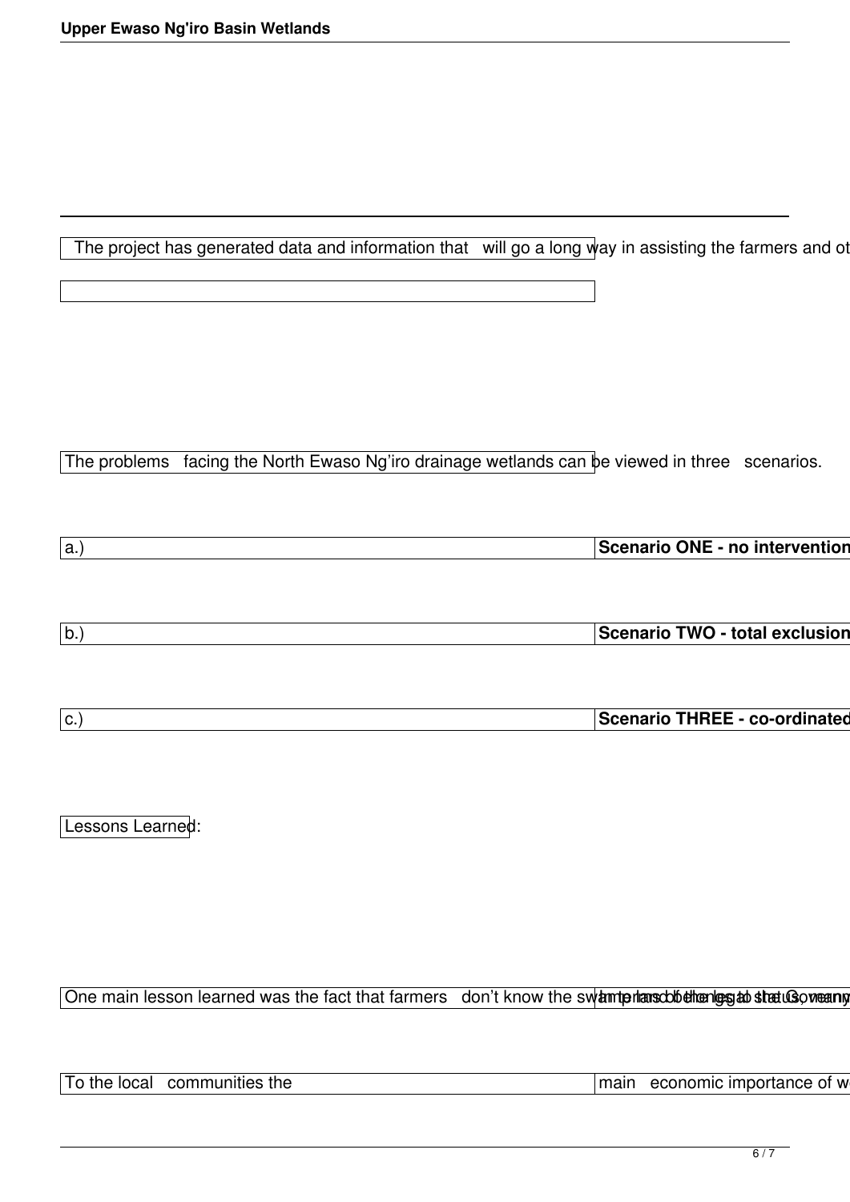The project has generated data and information that will go a long way in assisting the farmers and ot

The problems facing the North Ewaso Ng'iro drainage wetlands can be viewed in three scenarios.

a.) **Scenario ONE - no intervention**

b.) **Scenario TWO - total exclusion**

c.) **Scenario THREE - co-ordinated**

Lessons Learned:

One main lesson learned was the fact that farmers don't know the sw

To the local communities the main economic importance of w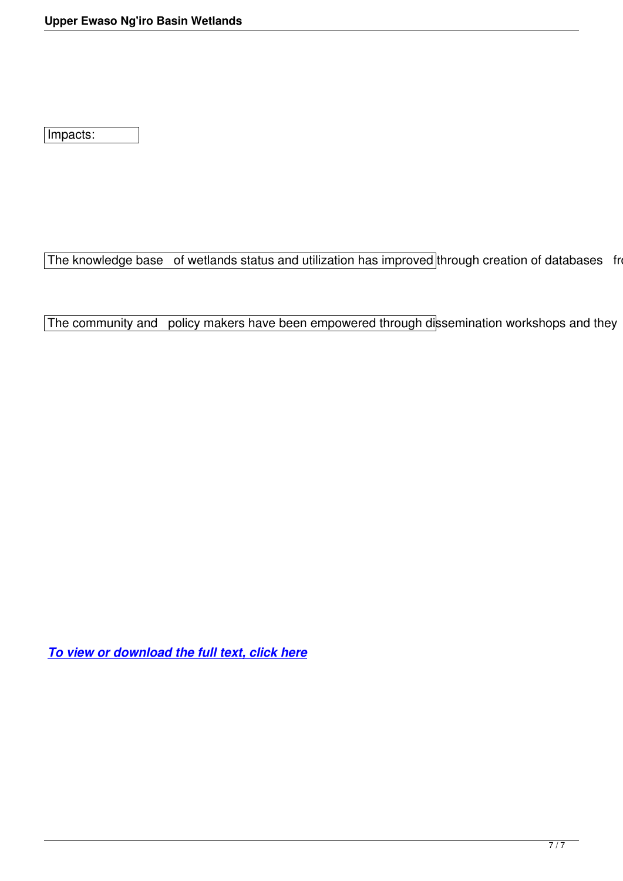Impacts:

The knowledge base of wetlands status and utilization has improved through creation of databases fr

The community and policy makers have been empowered through dissemination workshops and they

***To view or download the full text, click here***